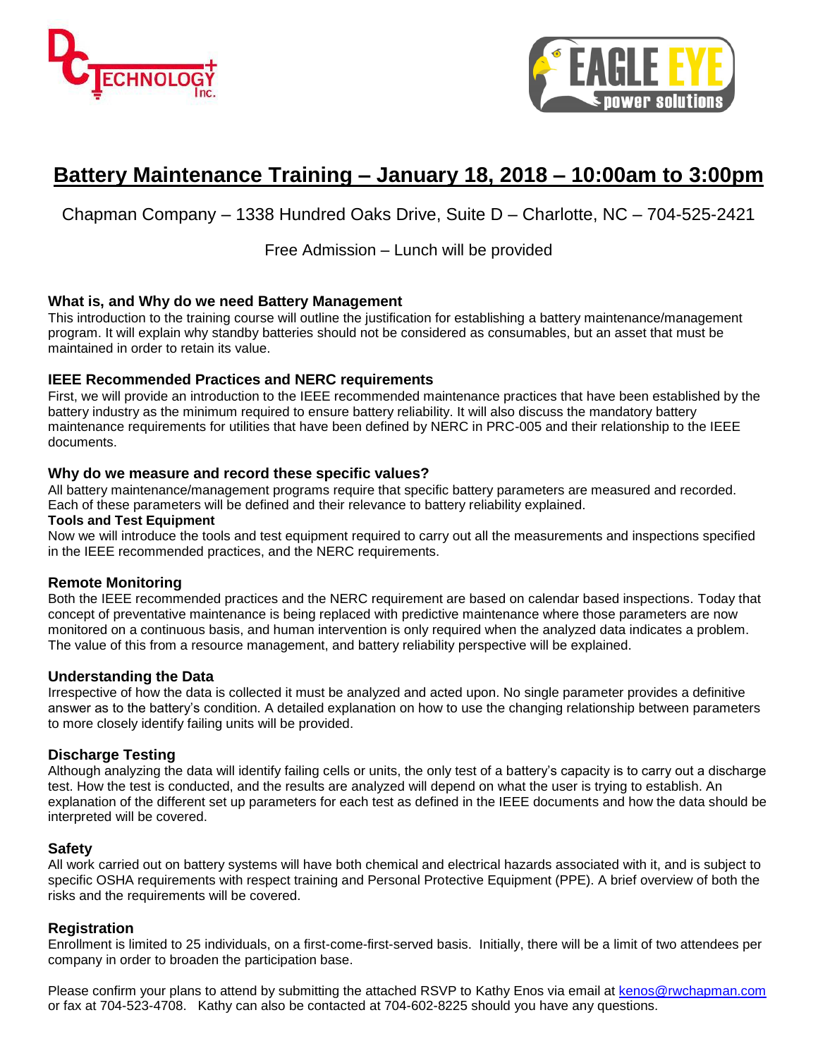# Battery Maintenance Training – January 18, 2018 – 10:00am to 3:00pm

Chapman Company – 1338 Hundred Oaks Drive, Suite D – Charlotte, NC – 704-525-2421

Free Admission – Lunch will be provided

### What is, and Why do we need Battery Management

This introduction to the training course will outline the justification for establishing a battery maintenance/management program. It will explain why standby batteries should not be considered as consumables, but an asset that must be maintained in order to retain its value.

### IEEE Recommended Practices and NERC requirements

First, we will provide an introduction to the IEEE recommended maintenance practices that have been established by the battery industry as the minimum required to ensure battery reliability. It will also discuss the mandatory battery maintenance requirements for utilities that have been defined by NERC in PRC-005 and their relationship to the IEEE documents.

### Why do we measure and record these specific values?

All battery maintenance/management programs require that specific battery parameters are measured and recorded. Each of these parameters will be defined and their relevance to battery reliability explained.

**Tools and Test Equipment**

Now we will introduce the tools and test equipment required to carry out all the measurements and inspections specified in the IEEE recommended practices, and the NERC requirements.

### Remote Monitoring

Both the IEEE recommended practices and the NERC requirement are based on calendar based inspections. Today that concept of preventative maintenance is being replaced with predictive maintenance where those parameters are now monitored on a continuous basis, and human intervention is only required when the analyzed data indicates a problem. The value of this from a resource management, and battery reliability perspective will be explained.

### Understanding the Data

Irrespective of how the data is collected it must be analyzed and acted upon. No single parameter provides a definitive answer as to the battery's condition. A detailed explanation on how to use the changing relationship between parameters to more closely identify failing units will be provided.

### Discharge Testing

Although analyzing the data will identify failing cells or units, the only test of a battery's capacity is to carry out a discharge test. How the test is conducted, and the results are analyzed will depend on what the user is trying to establish. An explanation of the different set up parameters for each test as defined in the IEEE documents and how the data should be interpreted will be covered.

### Safety

All work carried out on battery systems will have both chemical and electrical hazards associated with it, and is subject to specific OSHA requirements with respect training and Personal Protective Equipment (PPE). A brief overview of both the risks and the requirements will be covered.

### Registration

Enrollment is limited to 25 individuals, on a first-come-first-served basis. Initially, there will be a limit of two attendees per company in order to broaden the participation base.

Please confirm your plans to attend by submitting the attached RSVP to Kathy Enos via email at kenos@rwchapman.com or fax at 704-523-4708. Kathy can also be contacted at 704-602-8225 should you have any questions.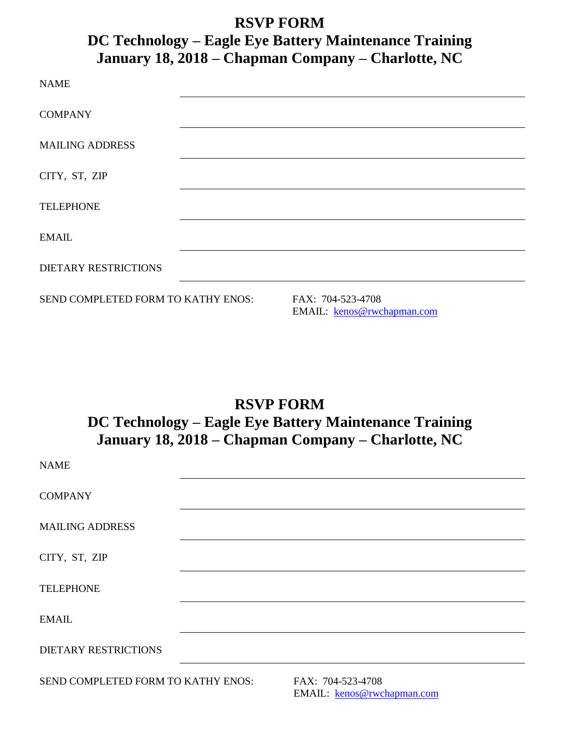# RSVP FORM

## DC Technology – Eagle Eye Battery Maintenance Training

## January 18, 2018 – Chapman Company – Charlotte, NC

NAME ______________________________

COMPANY ______________________________

MAILING ADDRESS ______________________________

CITY, ST, ZIP ______________________________

TELEPHONE ______________________________

EMAIL ______________________________

DIETARY RESTRICTIONS ______________________________

SEND COMPLETED FORM TO KATHY ENOS: FAX: 704-523-4708
EMAIL: kenos@rwchapman.com

# RSVP FORM

## DC Technology – Eagle Eye Battery Maintenance Training

## January 18, 2018 – Chapman Company – Charlotte, NC

NAME ______________________________

COMPANY ______________________________

MAILING ADDRESS ______________________________

CITY, ST, ZIP ______________________________

TELEPHONE ______________________________

EMAIL ______________________________

DIETARY RESTRICTIONS ______________________________

SEND COMPLETED FORM TO KATHY ENOS: FAX: 704-523-4708
EMAIL: kenos@rwchapman.com